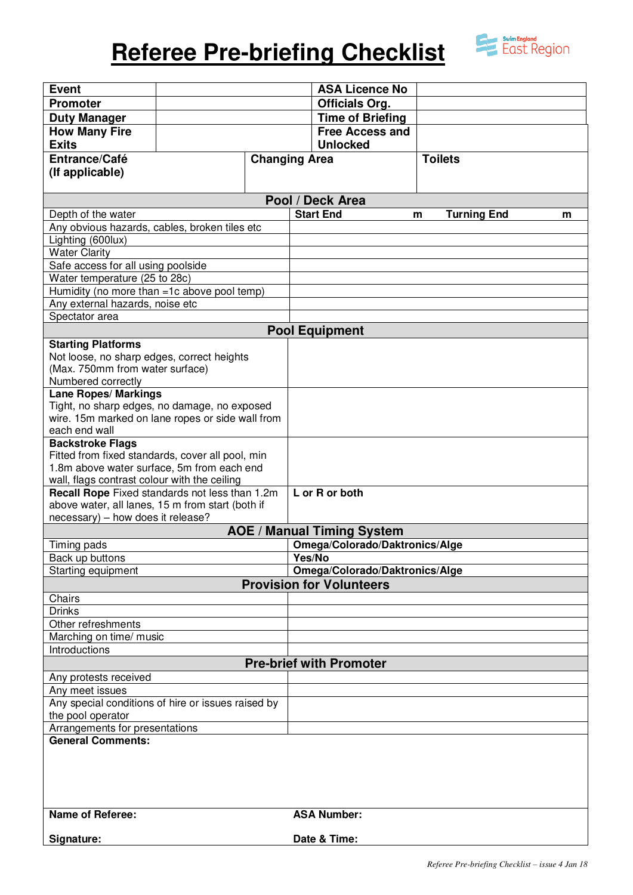# Referee Pre-briefing Checklist

Swim England East Region

| Event | | ASA Licence No | |
|---|---|---|---|
| Promoter | | Officials Org. | |
| Duty Manager | | Time of Briefing | |
| How Many Fire Exits | | Free Access and Unlocked | |

| Entrance/Café (If applicable) | Changing Area | Toilets |
|---|---|---|
| | | |

| Pool / Deck Area | |
|---|---|
| Depth of the water | **Start End** m **Turning End** m |
| Any obvious hazards, cables, broken tiles etc | |
| Lighting (600lux) | |
| Water Clarity | |
| Safe access for all using poolside | |
| Water temperature (25 to 28c) | |
| Humidity (no more than =1c above pool temp) | |
| Any external hazards, noise etc | |
| Spectator area | |

| Pool Equipment | |
|---|---|
| **Starting Platforms** Not loose, no sharp edges, correct heights (Max. 750mm from water surface) Numbered correctly | |
| **Lane Ropes/ Markings** Tight, no sharp edges, no damage, no exposed wire. 15m marked on lane ropes or side wall from each end wall | |
| **Backstroke Flags** Fitted from fixed standards, cover all pool, min 1.8m above water surface, 5m from each end wall, flags contrast colour with the ceiling | |
| **Recall Rope** Fixed standards not less than 1.2m above water, all lanes, 15 m from start (both if necessary) – how does it release? | **L or R or both** |

| AOE / Manual Timing System | |
|---|---|
| Timing pads | **Omega/Colorado/Daktronics/Alge** |
| Back up buttons | **Yes/No** |
| Starting equipment | **Omega/Colorado/Daktronics/Alge** |

| Provision for Volunteers | |
|---|---|
| Chairs | |
| Drinks | |
| Other refreshments | |
| Marching on time/ music | |
| Introductions | |

| Pre-brief with Promoter | |
|---|---|
| Any protests received | |
| Any meet issues | |
| Any special conditions of hire or issues raised by the pool operator | |
| Arrangements for presentations | |

**General Comments:**

| | |
|---|---|
| **Name of Referee:** | **ASA Number:** |
| **Signature:** | **Date & Time:** |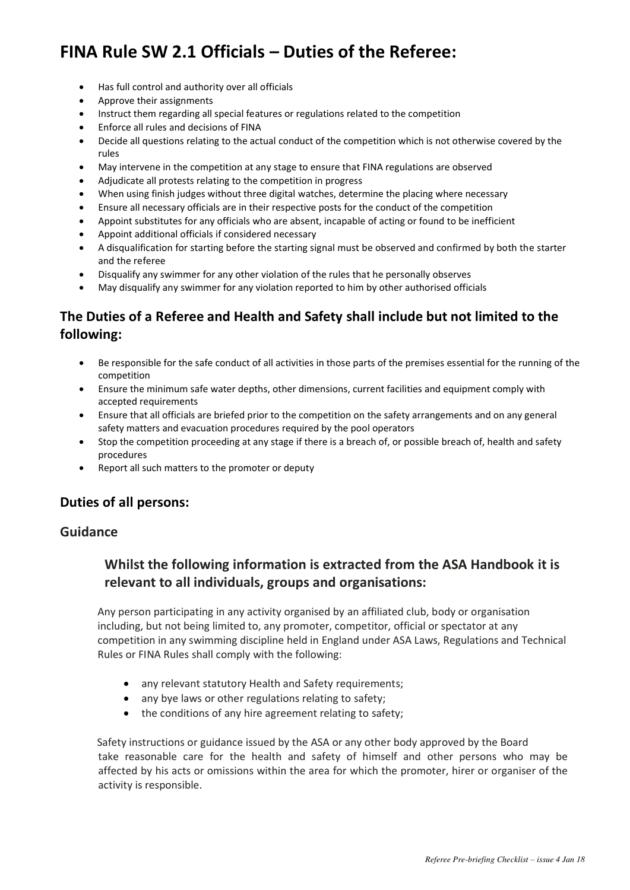# FINA Rule SW 2.1 Officials – Duties of the Referee:

- Has full control and authority over all officials
- Approve their assignments
- Instruct them regarding all special features or regulations related to the competition
- Enforce all rules and decisions of FINA
- Decide all questions relating to the actual conduct of the competition which is not otherwise covered by the rules
- May intervene in the competition at any stage to ensure that FINA regulations are observed
- Adjudicate all protests relating to the competition in progress
- When using finish judges without three digital watches, determine the placing where necessary
- Ensure all necessary officials are in their respective posts for the conduct of the competition
- Appoint substitutes for any officials who are absent, incapable of acting or found to be inefficient
- Appoint additional officials if considered necessary
- A disqualification for starting before the starting signal must be observed and confirmed by both the starter and the referee
- Disqualify any swimmer for any other violation of the rules that he personally observes
- May disqualify any swimmer for any violation reported to him by other authorised officials

## The Duties of a Referee and Health and Safety shall include but not limited to the following:

- Be responsible for the safe conduct of all activities in those parts of the premises essential for the running of the competition
- Ensure the minimum safe water depths, other dimensions, current facilities and equipment comply with accepted requirements
- Ensure that all officials are briefed prior to the competition on the safety arrangements and on any general safety matters and evacuation procedures required by the pool operators
- Stop the competition proceeding at any stage if there is a breach of, or possible breach of, health and safety procedures
- Report all such matters to the promoter or deputy

## Duties of all persons:

### Guidance

### Whilst the following information is extracted from the ASA Handbook it is relevant to all individuals, groups and organisations:

Any person participating in any activity organised by an affiliated club, body or organisation including, but not being limited to, any promoter, competitor, official or spectator at any competition in any swimming discipline held in England under ASA Laws, Regulations and Technical Rules or FINA Rules shall comply with the following:

- any relevant statutory Health and Safety requirements;
- any bye laws or other regulations relating to safety;
- the conditions of any hire agreement relating to safety;

Safety instructions or guidance issued by the ASA or any other body approved by the Board take reasonable care for the health and safety of himself and other persons who may be affected by his acts or omissions within the area for which the promoter, hirer or organiser of the activity is responsible.